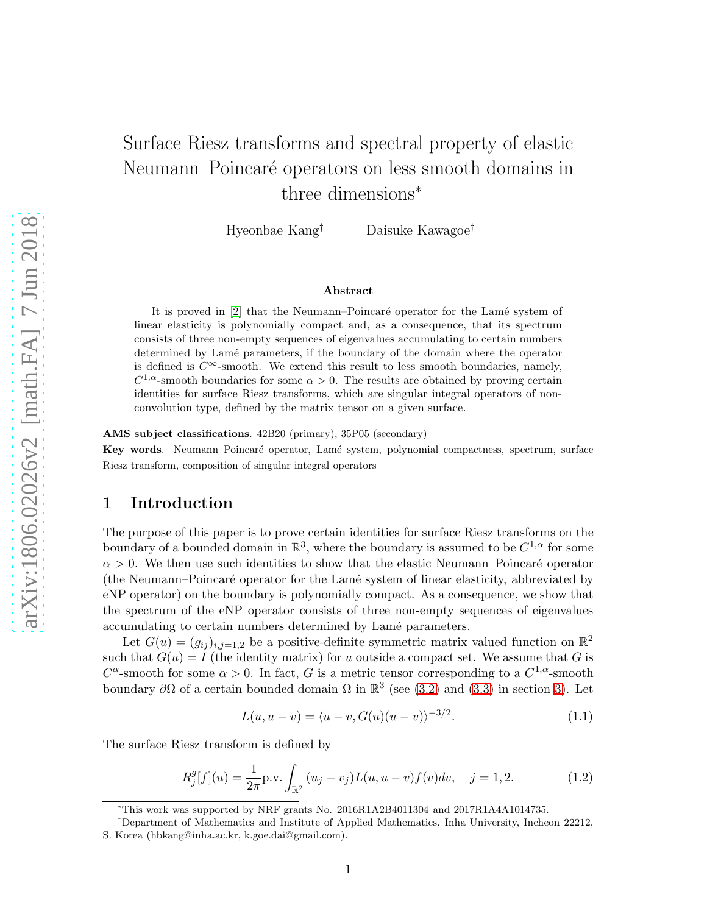# Surface Riesz transforms and spectral property of elastic Neumann–Poincaré operators on less smooth domains in three dimensions*

Hyeonbae Kang† Daisuke Kawagoe†

### Abstract

It is proved in [2] that the Neumann–Poincaré operator for the Lamé system of linear elasticity is polynomially compact and, as a consequence, that its spectrum consists of three non-empty sequences of eigenvalues accumulating to certain numbers determined by Lamé parameters, if the boundary of the domain where the operator is defined is $C^\infty$-smooth. We extend this result to less smooth boundaries, namely, $C^{1,\alpha}$-smooth boundaries for some $\alpha > 0$. The results are obtained by proving certain identities for surface Riesz transforms, which are singular integral operators of non-convolution type, defined by the matrix tensor on a given surface.

**AMS subject classifications**. 42B20 (primary), 35P05 (secondary)

**Key words**. Neumann–Poincaré operator, Lamé system, polynomial compactness, spectrum, surface Riesz transform, composition of singular integral operators

## 1 Introduction

The purpose of this paper is to prove certain identities for surface Riesz transforms on the boundary of a bounded domain in $\mathbb{R}^3$, where the boundary is assumed to be $C^{1,\alpha}$ for some $\alpha > 0$. We then use such identities to show that the elastic Neumann–Poincaré operator (the Neumann–Poincaré operator for the Lamé system of linear elasticity, abbreviated by eNP operator) on the boundary is polynomially compact. As a consequence, we show that the spectrum of the eNP operator consists of three non-empty sequences of eigenvalues accumulating to certain numbers determined by Lamé parameters.

Let $G(u) = (g_{ij})_{i,j=1,2}$ be a positive-definite symmetric matrix valued function on $\mathbb{R}^2$ such that $G(u) = I$ (the identity matrix) for $u$ outside a compact set. We assume that $G$ is $C^\alpha$-smooth for some $\alpha > 0$. In fact, $G$ is a metric tensor corresponding to a $C^{1,\alpha}$-smooth boundary $\partial\Omega$ of a certain bounded domain $\Omega$ in $\mathbb{R}^3$ (see (3.2) and (3.3) in section 3). Let

$$L(u, u - v) = \langle u - v, G(u)(u - v)\rangle^{-3/2}. \tag{1.1}$$

The surface Riesz transform is defined by

$$R_j^g[f](u) = \frac{1}{2\pi}\text{p.v.}\int_{\mathbb{R}^2} (u_j - v_j)L(u, u - v)f(v)dv, \quad j = 1, 2. \tag{1.2}$$

*This work was supported by NRF grants No. 2016R1A2B4011304 and 2017R1A4A1014735.

†Department of Mathematics and Institute of Applied Mathematics, Inha University, Incheon 22212, S. Korea (hbkang@inha.ac.kr, k.goe.dai@gmail.com).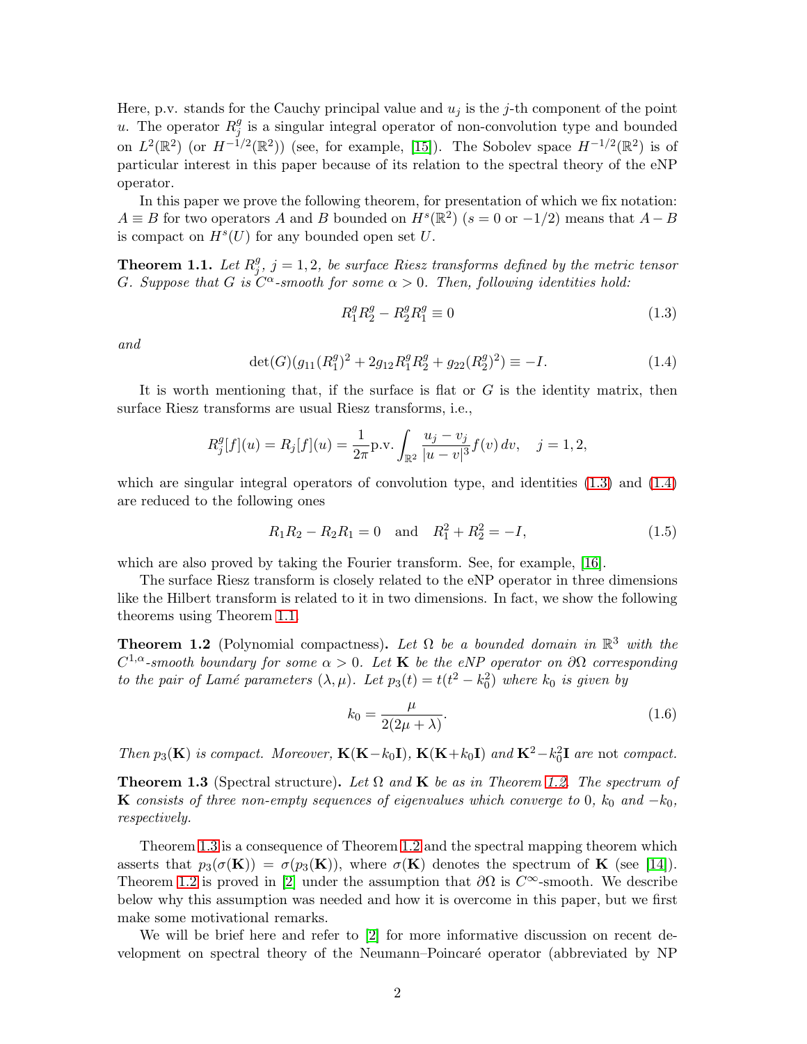Here, p.v. stands for the Cauchy principal value and $u_j$ is the $j$-th component of the point $u$. The operator $R_j^g$ is a singular integral operator of non-convolution type and bounded on $L^2(\mathbb{R}^2)$ (or $H^{-1/2}(\mathbb{R}^2)$) (see, for example, [15]). The Sobolev space $H^{-1/2}(\mathbb{R}^2)$ is of particular interest in this paper because of its relation to the spectral theory of the eNP operator.

In this paper we prove the following theorem, for presentation of which we fix notation: $A \equiv B$ for two operators $A$ and $B$ bounded on $H^s(\mathbb{R}^2)$ ($s = 0$ or $-1/2$) means that $A - B$ is compact on $H^s(U)$ for any bounded open set $U$.

**Theorem 1.1.** *Let $R_j^g$, $j = 1, 2$, be surface Riesz transforms defined by the metric tensor $G$. Suppose that $G$ is $C^\alpha$-smooth for some $\alpha > 0$. Then, following identities hold:*

$$R_1^g R_2^g - R_2^g R_1^g \equiv 0 \tag{1.3}$$

*and*

$$\det(G)(g_{11}(R_1^g)^2 + 2g_{12}R_1^g R_2^g + g_{22}(R_2^g)^2) \equiv -I. \tag{1.4}$$

It is worth mentioning that, if the surface is flat or $G$ is the identity matrix, then surface Riesz transforms are usual Riesz transforms, i.e.,

$$R_j^g[f](u) = R_j[f](u) = \frac{1}{2\pi}\text{p.v.} \int_{\mathbb{R}^2} \frac{u_j - v_j}{|u - v|^3} f(v)\, dv, \quad j = 1, 2,$$

which are singular integral operators of convolution type, and identities (1.3) and (1.4) are reduced to the following ones

$$R_1 R_2 - R_2 R_1 = 0 \quad \text{and} \quad R_1^2 + R_2^2 = -I, \tag{1.5}$$

which are also proved by taking the Fourier transform. See, for example, [16].

The surface Riesz transform is closely related to the eNP operator in three dimensions like the Hilbert transform is related to it in two dimensions. In fact, we show the following theorems using Theorem 1.1.

**Theorem 1.2** (Polynomial compactness)**.** *Let $\Omega$ be a bounded domain in $\mathbb{R}^3$ with the $C^{1,\alpha}$-smooth boundary for some $\alpha > 0$. Let $\mathbf{K}$ be the eNP operator on $\partial\Omega$ corresponding to the pair of Lamé parameters $(\lambda, \mu)$. Let $p_3(t) = t(t^2 - k_0^2)$ where $k_0$ is given by*

$$k_0 = \frac{\mu}{2(2\mu + \lambda)}. \tag{1.6}$$

*Then $p_3(\mathbf{K})$ is compact. Moreover, $\mathbf{K}(\mathbf{K} - k_0\mathbf{I})$, $\mathbf{K}(\mathbf{K} + k_0\mathbf{I})$ and $\mathbf{K}^2 - k_0^2\mathbf{I}$ are* not *compact.*

**Theorem 1.3** (Spectral structure)**.** *Let $\Omega$ and $\mathbf{K}$ be as in Theorem 1.2. The spectrum of $\mathbf{K}$ consists of three non-empty sequences of eigenvalues which converge to $0$, $k_0$ and $-k_0$, respectively.*

Theorem 1.3 is a consequence of Theorem 1.2 and the spectral mapping theorem which asserts that $p_3(\sigma(\mathbf{K})) = \sigma(p_3(\mathbf{K}))$, where $\sigma(\mathbf{K})$ denotes the spectrum of $\mathbf{K}$ (see [14]). Theorem 1.2 is proved in [2] under the assumption that $\partial\Omega$ is $C^\infty$-smooth. We describe below why this assumption was needed and how it is overcome in this paper, but we first make some motivational remarks.

We will be brief here and refer to [2] for more informative discussion on recent development on spectral theory of the Neumann–Poincaré operator (abbreviated by NP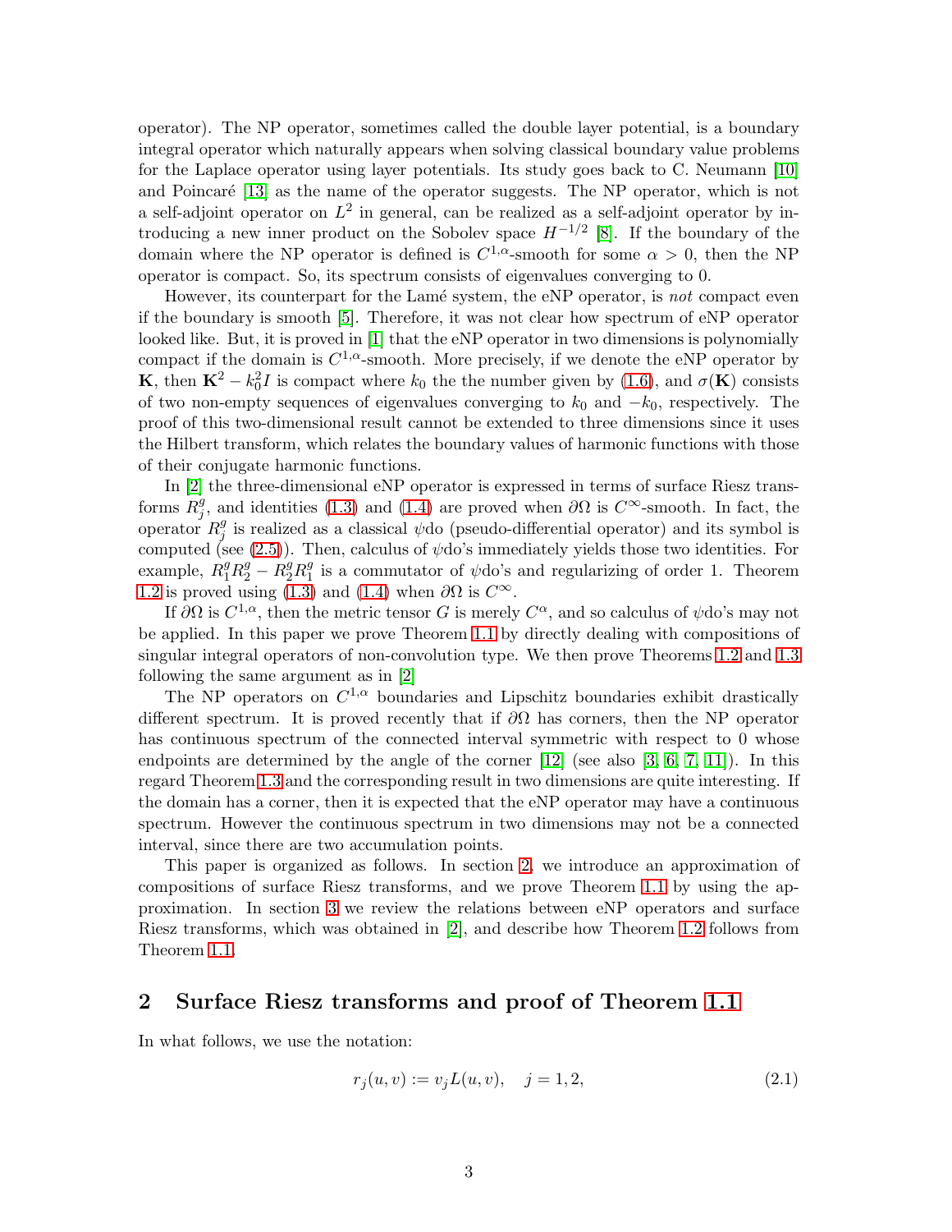operator). The NP operator, sometimes called the double layer potential, is a boundary integral operator which naturally appears when solving classical boundary value problems for the Laplace operator using layer potentials. Its study goes back to C. Neumann [10] and Poincaré [13] as the name of the operator suggests. The NP operator, which is not a self-adjoint operator on $L^2$ in general, can be realized as a self-adjoint operator by introducing a new inner product on the Sobolev space $H^{-1/2}$ [8]. If the boundary of the domain where the NP operator is defined is $C^{1,\alpha}$-smooth for some $\alpha > 0$, then the NP operator is compact. So, its spectrum consists of eigenvalues converging to 0.

However, its counterpart for the Lamé system, the eNP operator, is *not* compact even if the boundary is smooth [5]. Therefore, it was not clear how spectrum of eNP operator looked like. But, it is proved in [1] that the eNP operator in two dimensions is polynomially compact if the domain is $C^{1,\alpha}$-smooth. More precisely, if we denote the eNP operator by $\mathbf{K}$, then $\mathbf{K}^2 - k_0^2 I$ is compact where $k_0$ the the number given by (1.6), and $\sigma(\mathbf{K})$ consists of two non-empty sequences of eigenvalues converging to $k_0$ and $-k_0$, respectively. The proof of this two-dimensional result cannot be extended to three dimensions since it uses the Hilbert transform, which relates the boundary values of harmonic functions with those of their conjugate harmonic functions.

In [2] the three-dimensional eNP operator is expressed in terms of surface Riesz transforms $R_j^g$, and identities (1.3) and (1.4) are proved when $\partial\Omega$ is $C^\infty$-smooth. In fact, the operator $R_j^g$ is realized as a classical $\psi$do (pseudo-differential operator) and its symbol is computed (see (2.5)). Then, calculus of $\psi$do's immediately yields those two identities. For example, $R_1^g R_2^g - R_2^g R_1^g$ is a commutator of $\psi$do's and regularizing of order 1. Theorem 1.2 is proved using (1.3) and (1.4) when $\partial\Omega$ is $C^\infty$.

If $\partial\Omega$ is $C^{1,\alpha}$, then the metric tensor $G$ is merely $C^\alpha$, and so calculus of $\psi$do's may not be applied. In this paper we prove Theorem 1.1 by directly dealing with compositions of singular integral operators of non-convolution type. We then prove Theorems 1.2 and 1.3 following the same argument as in [2]

The NP operators on $C^{1,\alpha}$ boundaries and Lipschitz boundaries exhibit drastically different spectrum. It is proved recently that if $\partial\Omega$ has corners, then the NP operator has continuous spectrum of the connected interval symmetric with respect to 0 whose endpoints are determined by the angle of the corner [12] (see also [3, 6, 7, 11]). In this regard Theorem 1.3 and the corresponding result in two dimensions are quite interesting. If the domain has a corner, then it is expected that the eNP operator may have a continuous spectrum. However the continuous spectrum in two dimensions may not be a connected interval, since there are two accumulation points.

This paper is organized as follows. In section 2, we introduce an approximation of compositions of surface Riesz transforms, and we prove Theorem 1.1 by using the approximation. In section 3 we review the relations between eNP operators and surface Riesz transforms, which was obtained in [2], and describe how Theorem 1.2 follows from Theorem 1.1.

## 2 Surface Riesz transforms and proof of Theorem 1.1

In what follows, we use the notation:

$$r_j(u,v) := v_j L(u,v), \quad j = 1,2, \tag{2.1}$$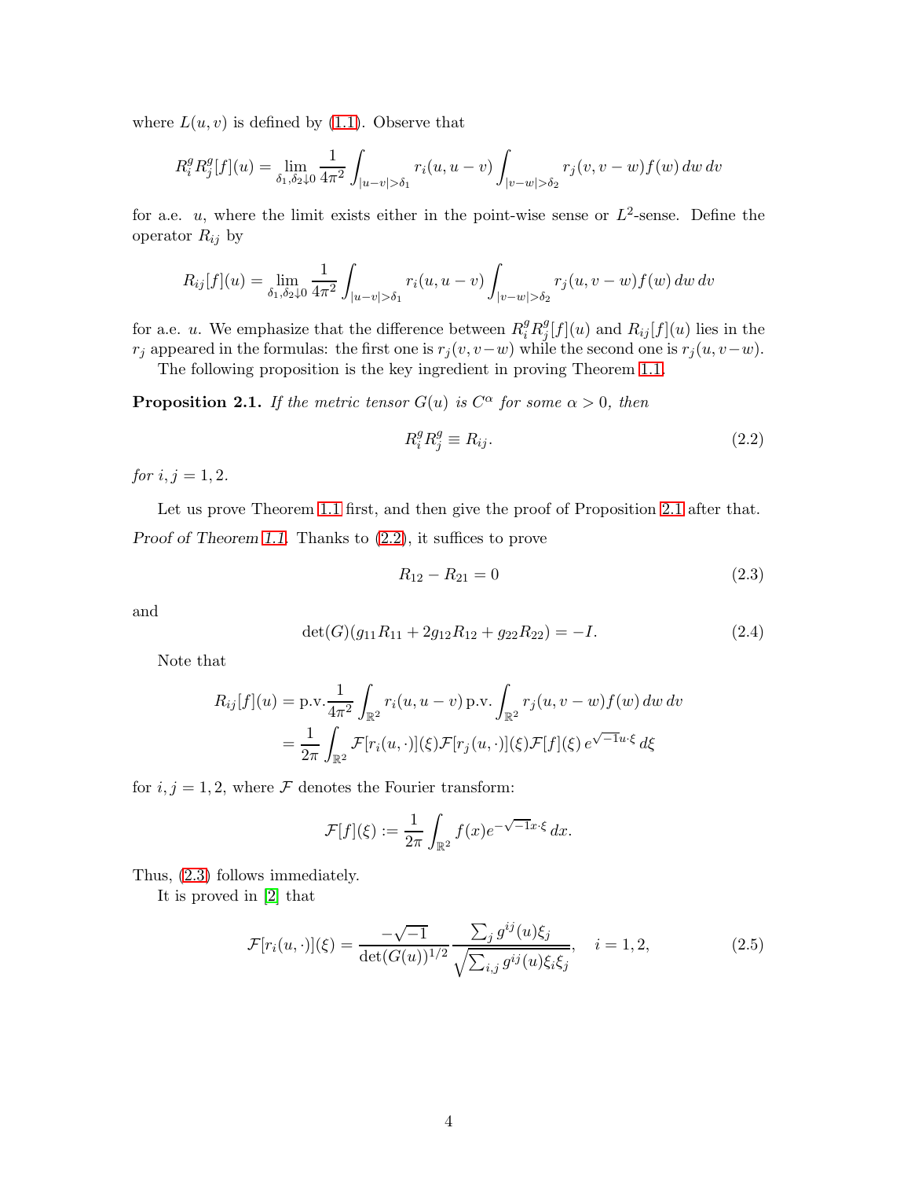where $L(u,v)$ is defined by (1.1). Observe that

$$R_i^g R_j^g[f](u) = \lim_{\delta_1,\delta_2\downarrow 0} \frac{1}{4\pi^2}\int_{|u-v|>\delta_1} r_i(u,u-v)\int_{|v-w|>\delta_2} r_j(v,v-w)f(w)\,dw\,dv$$

for a.e. $u$, where the limit exists either in the point-wise sense or $L^2$-sense. Define the operator $R_{ij}$ by

$$R_{ij}[f](u) = \lim_{\delta_1,\delta_2\downarrow 0} \frac{1}{4\pi^2}\int_{|u-v|>\delta_1} r_i(u,u-v)\int_{|v-w|>\delta_2} r_j(u,v-w)f(w)\,dw\,dv$$

for a.e. $u$. We emphasize that the difference between $R_i^g R_j^g[f](u)$ and $R_{ij}[f](u)$ lies in the $r_j$ appeared in the formulas: the first one is $r_j(v,v-w)$ while the second one is $r_j(u,v-w)$.

The following proposition is the key ingredient in proving Theorem 1.1.

**Proposition 2.1.** *If the metric tensor $G(u)$ is $C^\alpha$ for some $\alpha>0$, then*

$$R_i^g R_j^g \equiv R_{ij}. \tag{2.2}$$

*for $i,j=1,2$.*

Let us prove Theorem 1.1 first, and then give the proof of Proposition 2.1 after that.

*Proof of Theorem 1.1.* Thanks to (2.2), it suffices to prove

$$R_{12} - R_{21} = 0 \tag{2.3}$$

and

$$\det(G)(g_{11}R_{11} + 2g_{12}R_{12} + g_{22}R_{22}) = -I. \tag{2.4}$$

Note that

$$\begin{aligned} R_{ij}[f](u) &= \text{p.v.}\frac{1}{4\pi^2}\int_{\mathbb{R}^2} r_i(u,u-v)\,\text{p.v.}\int_{\mathbb{R}^2} r_j(u,v-w)f(w)\,dw\,dv \\ &= \frac{1}{2\pi}\int_{\mathbb{R}^2}\mathcal{F}[r_i(u,\cdot)](\xi)\mathcal{F}[r_j(u,\cdot)](\xi)\mathcal{F}[f](\xi)\,e^{\sqrt{-1}u\cdot\xi}\,d\xi \end{aligned}$$

for $i,j=1,2$, where $\mathcal{F}$ denotes the Fourier transform:

$$\mathcal{F}[f](\xi) := \frac{1}{2\pi}\int_{\mathbb{R}^2} f(x)e^{-\sqrt{-1}x\cdot\xi}\,dx.$$

Thus, (2.3) follows immediately.

It is proved in [2] that

$$\mathcal{F}[r_i(u,\cdot)](\xi) = \frac{-\sqrt{-1}}{\det(G(u))^{1/2}}\frac{\sum_j g^{ij}(u)\xi_j}{\sqrt{\sum_{i,j} g^{ij}(u)\xi_i\xi_j}}, \quad i=1,2, \tag{2.5}$$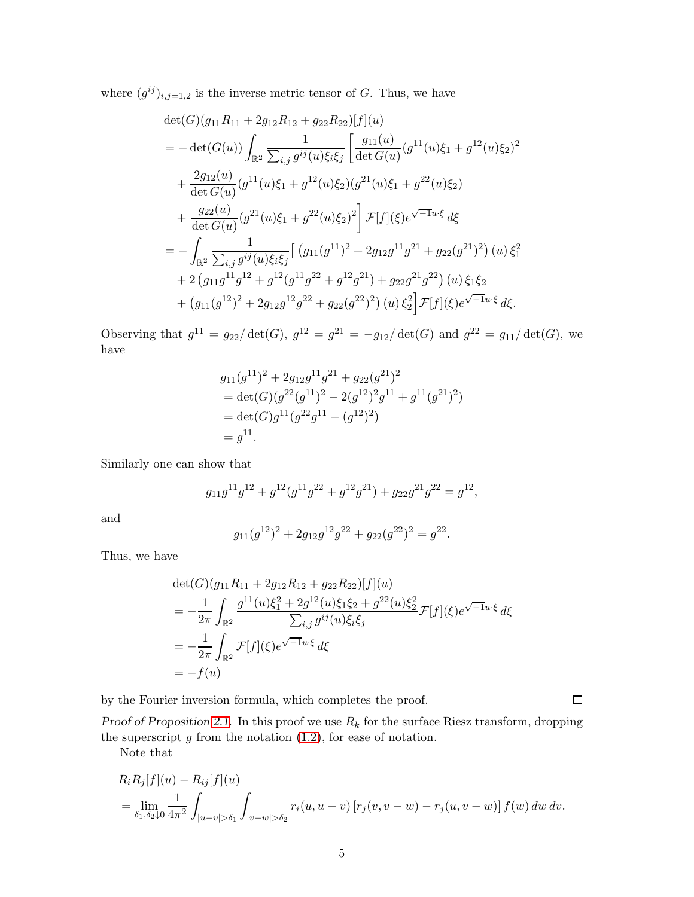where $(g^{ij})_{i,j=1,2}$ is the inverse metric tensor of $G$. Thus, we have

$$
\begin{aligned}
&\det(G)(g_{11}R_{11} + 2g_{12}R_{12} + g_{22}R_{22})[f](u) \\
&= -\det(G(u)) \int_{\mathbb{R}^2} \frac{1}{\sum_{i,j} g^{ij}(u)\xi_i\xi_j} \left[ \frac{g_{11}(u)}{\det G(u)} (g^{11}(u)\xi_1 + g^{12}(u)\xi_2)^2 \right. \\
&\quad + \frac{2g_{12}(u)}{\det G(u)} (g^{11}(u)\xi_1 + g^{12}(u)\xi_2)(g^{21}(u)\xi_1 + g^{22}(u)\xi_2) \\
&\quad \left. + \frac{g_{22}(u)}{\det G(u)} (g^{21}(u)\xi_1 + g^{22}(u)\xi_2)^2 \right] \mathcal{F}[f](\xi) e^{\sqrt{-1}u\cdot\xi}\, d\xi \\
&= -\int_{\mathbb{R}^2} \frac{1}{\sum_{i,j} g^{ij}(u)\xi_i\xi_j} \Big[ \left( g_{11}(g^{11})^2 + 2g_{12}g^{11}g^{21} + g_{22}(g^{21})^2 \right)(u)\, \xi_1^2 \\
&\quad + 2\left( g_{11}g^{11}g^{12} + g^{12}(g^{11}g^{22} + g^{12}g^{21}) + g_{22}g^{21}g^{22} \right)(u)\, \xi_1\xi_2 \\
&\quad + \left( g_{11}(g^{12})^2 + 2g_{12}g^{12}g^{22} + g_{22}(g^{22})^2 \right)(u)\, \xi_2^2 \Big] \mathcal{F}[f](\xi) e^{\sqrt{-1}u\cdot\xi}\, d\xi.
\end{aligned}
$$

Observing that $g^{11} = g_{22}/\det(G)$, $g^{12} = g^{21} = -g_{12}/\det(G)$ and $g^{22} = g_{11}/\det(G)$, we have

$$
\begin{aligned}
&g_{11}(g^{11})^2 + 2g_{12}g^{11}g^{21} + g_{22}(g^{21})^2 \\
&= \det(G)(g^{22}(g^{11})^2 - 2(g^{12})^2 g^{11} + g^{11}(g^{21})^2) \\
&= \det(G)g^{11}(g^{22}g^{11} - (g^{12})^2) \\
&= g^{11}.
\end{aligned}
$$

Similarly one can show that

$$
g_{11}g^{11}g^{12} + g^{12}(g^{11}g^{22} + g^{12}g^{21}) + g_{22}g^{21}g^{22} = g^{12},
$$

and

$$
g_{11}(g^{12})^2 + 2g_{12}g^{12}g^{22} + g_{22}(g^{22})^2 = g^{22}.
$$

Thus, we have

$$
\begin{aligned}
&\det(G)(g_{11}R_{11} + 2g_{12}R_{12} + g_{22}R_{22})[f](u) \\
&= -\frac{1}{2\pi} \int_{\mathbb{R}^2} \frac{g^{11}(u)\xi_1^2 + 2g^{12}(u)\xi_1\xi_2 + g^{22}(u)\xi_2^2}{\sum_{i,j} g^{ij}(u)\xi_i\xi_j} \mathcal{F}[f](\xi) e^{\sqrt{-1}u\cdot\xi}\, d\xi \\
&= -\frac{1}{2\pi} \int_{\mathbb{R}^2} \mathcal{F}[f](\xi) e^{\sqrt{-1}u\cdot\xi}\, d\xi \\
&= -f(u)
\end{aligned}
$$

by the Fourier inversion formula, which completes the proof. □

*Proof of Proposition 2.1.* In this proof we use $R_k$ for the surface Riesz transform, dropping the superscript $g$ from the notation (1.2), for ease of notation.

Note that

$$
\begin{aligned}
&R_iR_j[f](u) - R_{ij}[f](u) \\
&= \lim_{\delta_1,\delta_2 \downarrow 0} \frac{1}{4\pi^2} \int_{|u-v|>\delta_1} \int_{|v-w|>\delta_2} r_i(u, u-v) \left[ r_j(v, v-w) - r_j(u, v-w) \right] f(w)\, dw\, dv.
\end{aligned}
$$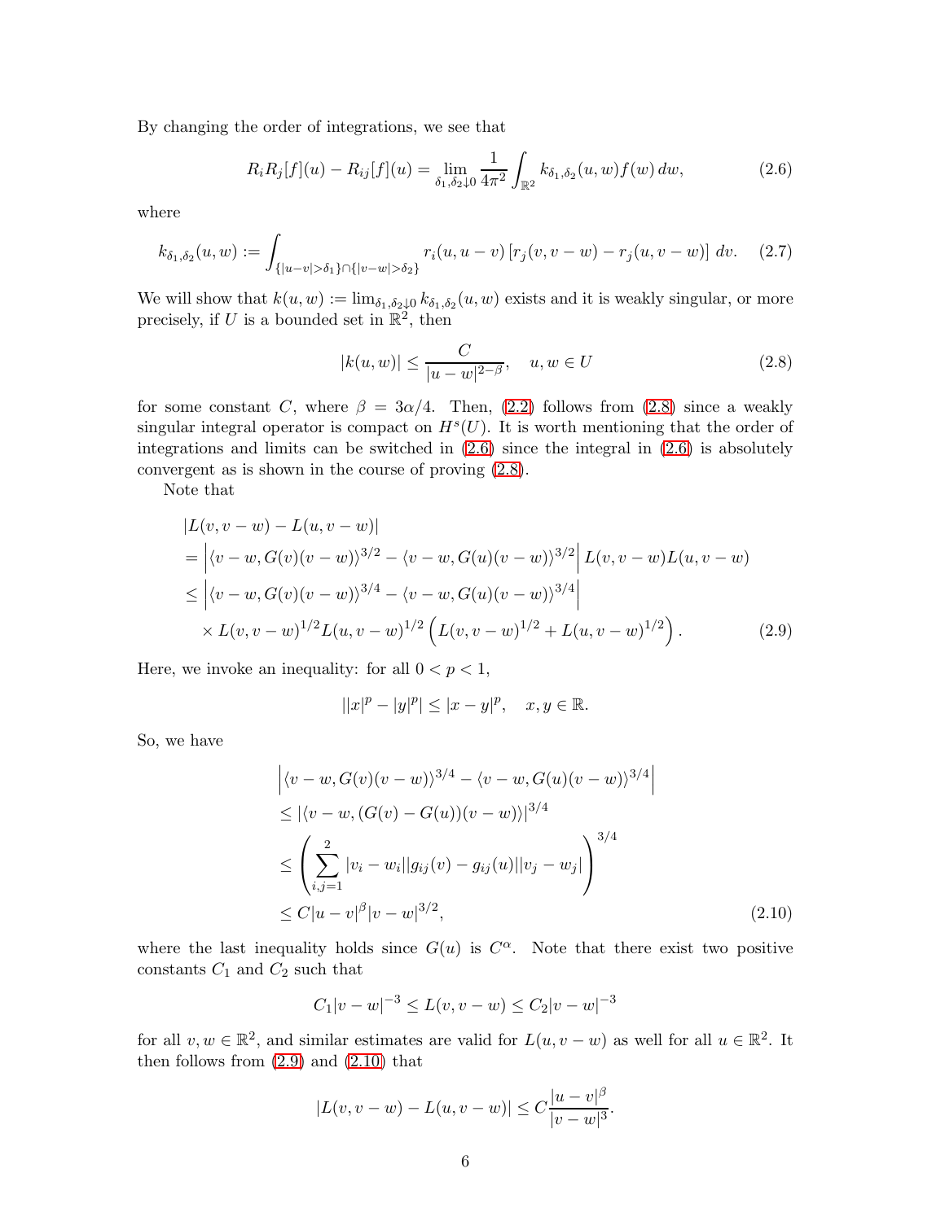By changing the order of integrations, we see that

$$R_i R_j[f](u) - R_{ij}[f](u) = \lim_{\delta_1,\delta_2 \downarrow 0} \frac{1}{4\pi^2} \int_{\mathbb{R}^2} k_{\delta_1,\delta_2}(u,w) f(w)\, dw, \tag{2.6}$$

where

$$k_{\delta_1,\delta_2}(u,w) := \int_{\{|u-v|>\delta_1\}\cap\{|v-w|>\delta_2\}} r_i(u, u-v)\left[r_j(v, v-w) - r_j(u, v-w)\right]\, dv. \tag{2.7}$$

We will show that $k(u,w) := \lim_{\delta_1,\delta_2\downarrow 0} k_{\delta_1,\delta_2}(u,w)$ exists and it is weakly singular, or more precisely, if $U$ is a bounded set in $\mathbb{R}^2$, then

$$|k(u,w)| \le \frac{C}{|u-w|^{2-\beta}}, \quad u, w \in U \tag{2.8}$$

for some constant $C$, where $\beta = 3\alpha/4$. Then, (2.2) follows from (2.8) since a weakly singular integral operator is compact on $H^s(U)$. It is worth mentioning that the order of integrations and limits can be switched in (2.6) since the integral in (2.6) is absolutely convergent as is shown in the course of proving (2.8).

Note that

$$\begin{aligned}
&|L(v, v-w) - L(u, v-w)| \\
&= \left|\langle v-w, G(v)(v-w)\rangle^{3/2} - \langle v-w, G(u)(v-w)\rangle^{3/2}\right| L(v,v-w)L(u,v-w) \\
&\le \left|\langle v-w, G(v)(v-w)\rangle^{3/4} - \langle v-w, G(u)(v-w)\rangle^{3/4}\right| \\
&\quad \times L(v,v-w)^{1/2} L(u,v-w)^{1/2}\left(L(v,v-w)^{1/2} + L(u,v-w)^{1/2}\right).
\end{aligned} \tag{2.9}$$

Here, we invoke an inequality: for all $0 < p < 1$,

$$||x|^p - |y|^p| \le |x-y|^p, \quad x, y \in \mathbb{R}.$$

So, we have

$$\begin{aligned}
&\left|\langle v-w, G(v)(v-w)\rangle^{3/4} - \langle v-w, G(u)(v-w)\rangle^{3/4}\right| \\
&\le |\langle v-w, (G(v)-G(u))(v-w)\rangle|^{3/4} \\
&\le \left(\sum_{i,j=1}^{2} |v_i - w_i||g_{ij}(v) - g_{ij}(u)||v_j - w_j|\right)^{3/4} \\
&\le C|u-v|^{\beta}|v-w|^{3/2},
\end{aligned} \tag{2.10}$$

where the last inequality holds since $G(u)$ is $C^\alpha$. Note that there exist two positive constants $C_1$ and $C_2$ such that

$$C_1|v-w|^{-3} \le L(v, v-w) \le C_2|v-w|^{-3}$$

for all $v, w \in \mathbb{R}^2$, and similar estimates are valid for $L(u, v-w)$ as well for all $u \in \mathbb{R}^2$. It then follows from (2.9) and (2.10) that

$$|L(v,v-w) - L(u,v-w)| \le C\frac{|u-v|^{\beta}}{|v-w|^3}.$$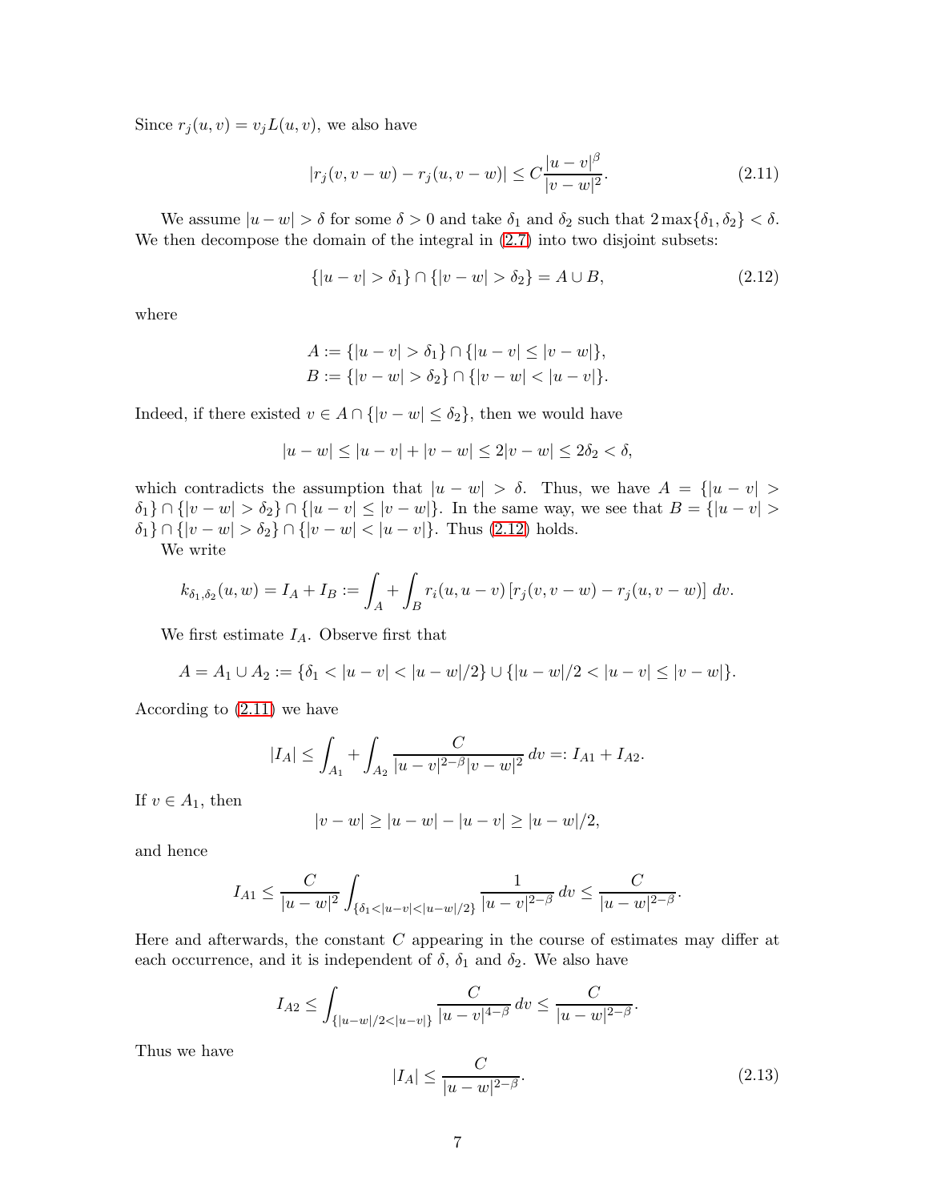Since $r_j(u,v) = v_j L(u,v)$, we also have

$$|r_j(v, v-w) - r_j(u, v-w)| \le C \frac{|u-v|^\beta}{|v-w|^2}. \tag{2.11}$$

We assume $|u-w| > \delta$ for some $\delta > 0$ and take $\delta_1$ and $\delta_2$ such that $2\max\{\delta_1, \delta_2\} < \delta$. We then decompose the domain of the integral in (2.7) into two disjoint subsets:

$$\{|u-v| > \delta_1\} \cap \{|v-w| > \delta_2\} = A \cup B, \tag{2.12}$$

where

$$A := \{|u-v| > \delta_1\} \cap \{|u-v| \le |v-w|\},$$
$$B := \{|v-w| > \delta_2\} \cap \{|v-w| < |u-v|\}.$$

Indeed, if there existed $v \in A \cap \{|v-w| \le \delta_2\}$, then we would have

$$|u-w| \le |u-v| + |v-w| \le 2|v-w| \le 2\delta_2 < \delta,$$

which contradicts the assumption that $|u-w| > \delta$. Thus, we have $A = \{|u-v| > \delta_1\} \cap \{|v-w| > \delta_2\} \cap \{|u-v| \le |v-w|\}$. In the same way, we see that $B = \{|u-v| > \delta_1\} \cap \{|v-w| > \delta_2\} \cap \{|v-w| < |u-v|\}$. Thus (2.12) holds.

We write

$$k_{\delta_1,\delta_2}(u,w) = I_A + I_B := \int_A + \int_B r_i(u, u-v)\left[r_j(v, v-w) - r_j(u, v-w)\right] dv.$$

We first estimate $I_A$. Observe first that

$$A = A_1 \cup A_2 := \{\delta_1 < |u-v| < |u-w|/2\} \cup \{|u-w|/2 < |u-v| \le |v-w|\}.$$

According to (2.11) we have

$$|I_A| \le \int_{A_1} + \int_{A_2} \frac{C}{|u-v|^{2-\beta}|v-w|^2}\, dv =: I_{A1} + I_{A2}.$$

If $v \in A_1$, then

$$|v-w| \ge |u-w| - |u-v| \ge |u-w|/2,$$

and hence

$$I_{A1} \le \frac{C}{|u-w|^2} \int_{\{\delta_1 < |u-v| < |u-w|/2\}} \frac{1}{|u-v|^{2-\beta}}\, dv \le \frac{C}{|u-w|^{2-\beta}}.$$

Here and afterwards, the constant $C$ appearing in the course of estimates may differ at each occurrence, and it is independent of $\delta$, $\delta_1$ and $\delta_2$. We also have

$$I_{A2} \le \int_{\{|u-w|/2 < |u-v|\}} \frac{C}{|u-v|^{4-\beta}}\, dv \le \frac{C}{|u-w|^{2-\beta}}.$$

Thus we have

$$|I_A| \le \frac{C}{|u-w|^{2-\beta}}. \tag{2.13}$$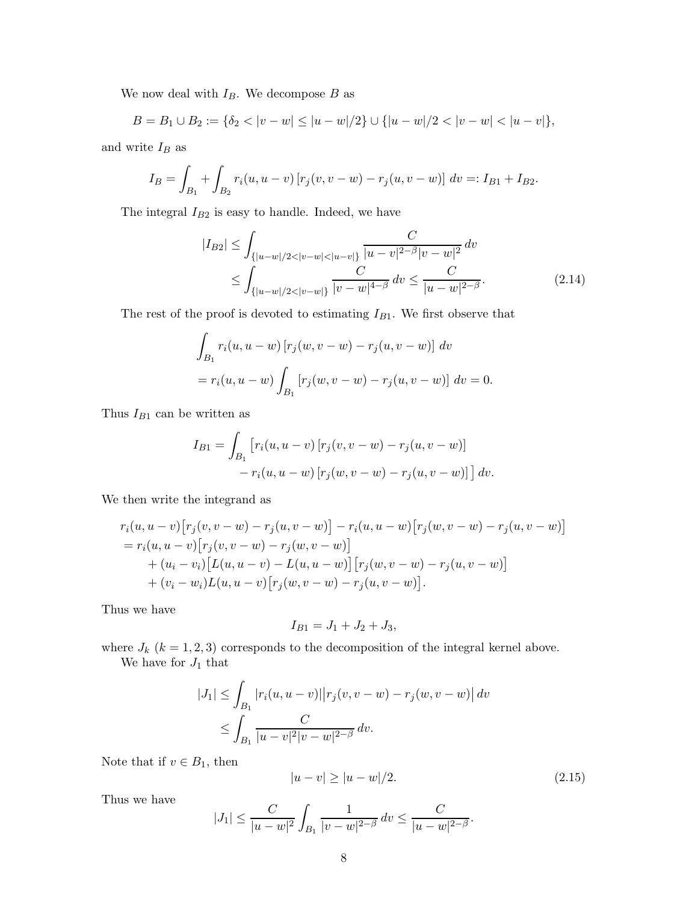We now deal with $I_B$. We decompose $B$ as

$$B = B_1 \cup B_2 := \{\delta_2 < |v-w| \le |u-w|/2\} \cup \{|u-w|/2 < |v-w| < |u-v|\},$$

and write $I_B$ as

$$I_B = \int_{B_1} + \int_{B_2} r_i(u, u-v)\left[r_j(v, v-w) - r_j(u, v-w)\right] dv =: I_{B1} + I_{B2}.$$

The integral $I_{B2}$ is easy to handle. Indeed, we have

$$\begin{aligned} |I_{B2}| &\le \int_{\{|u-w|/2<|v-w|<|u-v|\}} \frac{C}{|u-v|^{2-\beta}|v-w|^2}\, dv \\ &\le \int_{\{|u-w|/2<|v-w|\}} \frac{C}{|v-w|^{4-\beta}}\, dv \le \frac{C}{|u-w|^{2-\beta}}. \end{aligned} \tag{2.14}$$

The rest of the proof is devoted to estimating $I_{B1}$. We first observe that

$$\begin{aligned} &\int_{B_1} r_i(u, u-w)\left[r_j(w, v-w) - r_j(u, v-w)\right] dv \\ &= r_i(u, u-w) \int_{B_1} \left[r_j(w, v-w) - r_j(u, v-w)\right] dv = 0. \end{aligned}$$

Thus $I_{B1}$ can be written as

$$\begin{aligned} I_{B1} = \int_{B_1} \big[ & r_i(u, u-v)\left[r_j(v, v-w) - r_j(u, v-w)\right] \\ & - r_i(u, u-w)\left[r_j(w, v-w) - r_j(u, v-w)\right] \big] dv. \end{aligned}$$

We then write the integrand as

$$\begin{aligned} & r_i(u, u-v)\big[r_j(v, v-w) - r_j(u, v-w)\big] - r_i(u, u-w)\big[r_j(w, v-w) - r_j(u, v-w)\big] \\ &= r_i(u, u-v)\big[r_j(v, v-w) - r_j(w, v-w)\big] \\ &\quad + (u_i - v_i)\big[L(u, u-v) - L(u, u-w)\big]\big[r_j(w, v-w) - r_j(u, v-w)\big] \\ &\quad + (v_i - w_i)L(u, u-v)\big[r_j(w, v-w) - r_j(u, v-w)\big]. \end{aligned}$$

Thus we have

$$I_{B1} = J_1 + J_2 + J_3,$$

where $J_k$ ($k = 1, 2, 3$) corresponds to the decomposition of the integral kernel above.

We have for $J_1$ that

$$\begin{aligned} |J_1| &\le \int_{B_1} |r_i(u, u-v)|\big|r_j(v, v-w) - r_j(w, v-w)\big|\, dv \\ &\le \int_{B_1} \frac{C}{|u-v|^2|v-w|^{2-\beta}}\, dv. \end{aligned}$$

Note that if $v \in B_1$, then

$$|u-v| \ge |u-w|/2. \tag{2.15}$$

Thus we have

$$|J_1| \le \frac{C}{|u-w|^2} \int_{B_1} \frac{1}{|v-w|^{2-\beta}}\, dv \le \frac{C}{|u-w|^{2-\beta}}.$$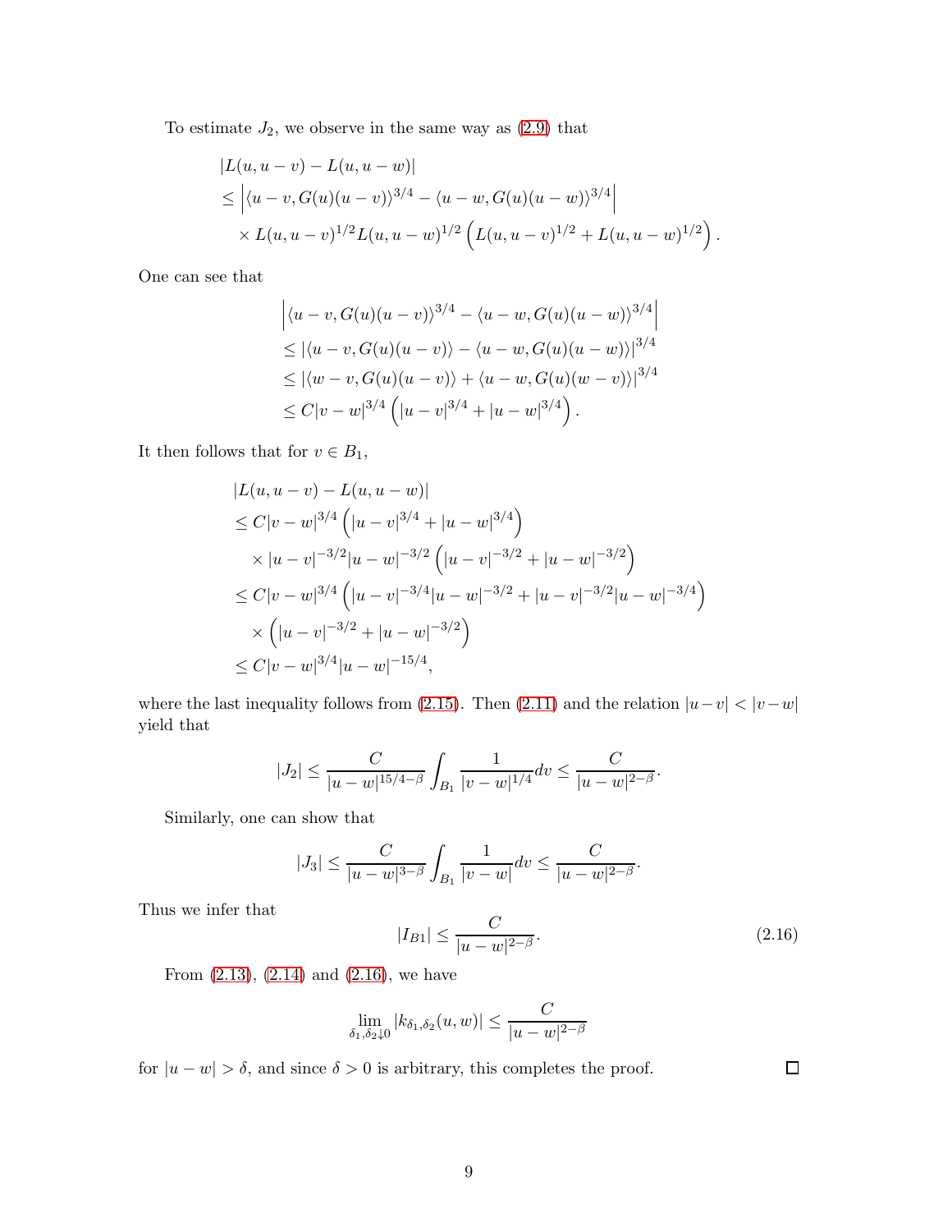To estimate $J_2$, we observe in the same way as (2.9) that

$$
\begin{aligned}
&|L(u, u-v) - L(u, u-w)| \\
&\leq \left| \langle u-v, G(u)(u-v)\rangle^{3/4} - \langle u-w, G(u)(u-w)\rangle^{3/4} \right| \\
&\quad \times L(u, u-v)^{1/2} L(u, u-w)^{1/2} \left( L(u, u-v)^{1/2} + L(u, u-w)^{1/2} \right).
\end{aligned}
$$

One can see that

$$
\begin{aligned}
&\left| \langle u-v, G(u)(u-v)\rangle^{3/4} - \langle u-w, G(u)(u-w)\rangle^{3/4} \right| \\
&\leq \left| \langle u-v, G(u)(u-v)\rangle - \langle u-w, G(u)(u-w)\rangle \right|^{3/4} \\
&\leq \left| \langle w-v, G(u)(u-v)\rangle + \langle u-w, G(u)(w-v)\rangle \right|^{3/4} \\
&\leq C|v-w|^{3/4} \left( |u-v|^{3/4} + |u-w|^{3/4} \right).
\end{aligned}
$$

It then follows that for $v \in B_1$,

$$
\begin{aligned}
&|L(u, u-v) - L(u, u-w)| \\
&\leq C|v-w|^{3/4} \left( |u-v|^{3/4} + |u-w|^{3/4} \right) \\
&\quad \times |u-v|^{-3/2} |u-w|^{-3/2} \left( |u-v|^{-3/2} + |u-w|^{-3/2} \right) \\
&\leq C|v-w|^{3/4} \left( |u-v|^{-3/4} |u-w|^{-3/2} + |u-v|^{-3/2} |u-w|^{-3/4} \right) \\
&\quad \times \left( |u-v|^{-3/2} + |u-w|^{-3/2} \right) \\
&\leq C|v-w|^{3/4} |u-w|^{-15/4},
\end{aligned}
$$

where the last inequality follows from (2.15). Then (2.11) and the relation $|u-v| < |v-w|$ yield that

$$
|J_2| \leq \frac{C}{|u-w|^{15/4-\beta}} \int_{B_1} \frac{1}{|v-w|^{1/4}} dv \leq \frac{C}{|u-w|^{2-\beta}}.
$$

Similarly, one can show that

$$
|J_3| \leq \frac{C}{|u-w|^{3-\beta}} \int_{B_1} \frac{1}{|v-w|} dv \leq \frac{C}{|u-w|^{2-\beta}}.
$$

Thus we infer that

$$
|I_{B1}| \leq \frac{C}{|u-w|^{2-\beta}}. \tag{2.16}
$$

From (2.13), (2.14) and (2.16), we have

$$
\lim_{\delta_1, \delta_2 \downarrow 0} |k_{\delta_1, \delta_2}(u, w)| \leq \frac{C}{|u-w|^{2-\beta}}
$$

for $|u-w| > \delta$, and since $\delta > 0$ is arbitrary, this completes the proof. $\square$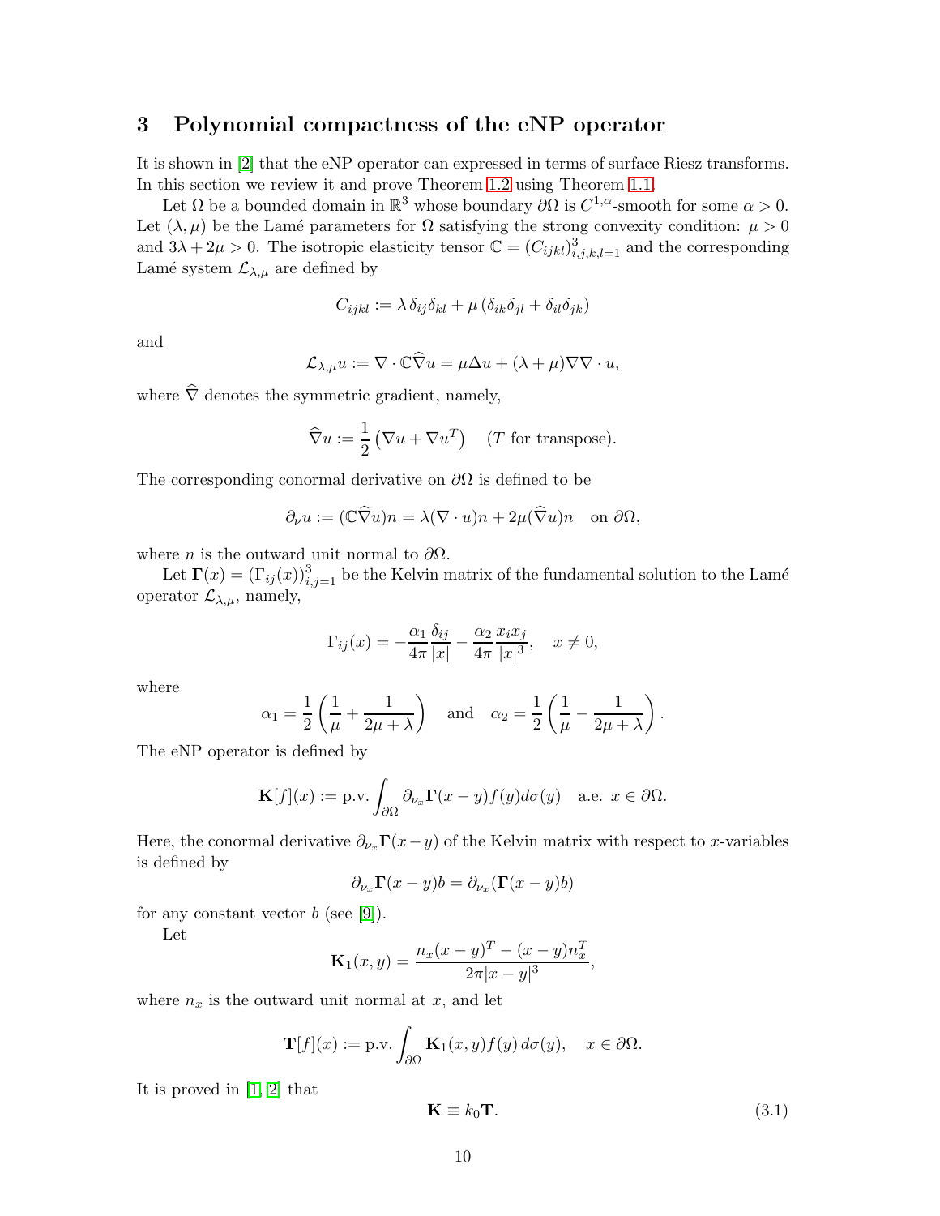## 3 Polynomial compactness of the eNP operator

It is shown in [2] that the eNP operator can expressed in terms of surface Riesz transforms. In this section we review it and prove Theorem 1.2 using Theorem 1.1.

Let $\Omega$ be a bounded domain in $\mathbb{R}^3$ whose boundary $\partial\Omega$ is $C^{1,\alpha}$-smooth for some $\alpha > 0$. Let $(\lambda, \mu)$ be the Lamé parameters for $\Omega$ satisfying the strong convexity condition: $\mu > 0$ and $3\lambda + 2\mu > 0$. The isotropic elasticity tensor $\mathbb{C} = (C_{ijkl})_{i,j,k,l=1}^3$ and the corresponding Lamé system $\mathcal{L}_{\lambda,\mu}$ are defined by

$$C_{ijkl} := \lambda\, \delta_{ij}\delta_{kl} + \mu\,(\delta_{ik}\delta_{jl} + \delta_{il}\delta_{jk})$$

and

$$\mathcal{L}_{\lambda,\mu} u := \nabla \cdot \mathbb{C}\widehat{\nabla} u = \mu\Delta u + (\lambda + \mu)\nabla\nabla\cdot u,$$

where $\widehat{\nabla}$ denotes the symmetric gradient, namely,

$$\widehat{\nabla} u := \frac{1}{2}\left(\nabla u + \nabla u^T\right) \quad (T \text{ for transpose}).$$

The corresponding conormal derivative on $\partial\Omega$ is defined to be

$$\partial_\nu u := (\mathbb{C}\widehat{\nabla} u)n = \lambda(\nabla\cdot u)n + 2\mu(\widehat{\nabla} u)n \quad \text{on } \partial\Omega,$$

where $n$ is the outward unit normal to $\partial\Omega$.

Let $\mathbf{\Gamma}(x) = (\Gamma_{ij}(x))_{i,j=1}^3$ be the Kelvin matrix of the fundamental solution to the Lamé operator $\mathcal{L}_{\lambda,\mu}$, namely,

$$\Gamma_{ij}(x) = -\frac{\alpha_1}{4\pi}\frac{\delta_{ij}}{|x|} - \frac{\alpha_2}{4\pi}\frac{x_i x_j}{|x|^3}, \quad x \neq 0,$$

where

$$\alpha_1 = \frac{1}{2}\left(\frac{1}{\mu} + \frac{1}{2\mu + \lambda}\right) \quad \text{and} \quad \alpha_2 = \frac{1}{2}\left(\frac{1}{\mu} - \frac{1}{2\mu + \lambda}\right).$$

The eNP operator is defined by

$$\mathbf{K}[f](x) := \text{p.v.} \int_{\partial\Omega} \partial_{\nu_x}\mathbf{\Gamma}(x - y) f(y)\, d\sigma(y) \quad \text{a.e. } x \in \partial\Omega.$$

Here, the conormal derivative $\partial_{\nu_x}\mathbf{\Gamma}(x-y)$ of the Kelvin matrix with respect to $x$-variables is defined by

$$\partial_{\nu_x}\mathbf{\Gamma}(x - y)b = \partial_{\nu_x}(\mathbf{\Gamma}(x - y)b)$$

for any constant vector $b$ (see [9]).

Let

$$\mathbf{K}_1(x, y) = \frac{n_x(x - y)^T - (x - y)n_x^T}{2\pi|x - y|^3},$$

where $n_x$ is the outward unit normal at $x$, and let

$$\mathbf{T}[f](x) := \text{p.v.} \int_{\partial\Omega} \mathbf{K}_1(x, y) f(y)\, d\sigma(y), \quad x \in \partial\Omega.$$

It is proved in [1, 2] that

$$\mathbf{K} \equiv k_0 \mathbf{T}. \tag{3.1}$$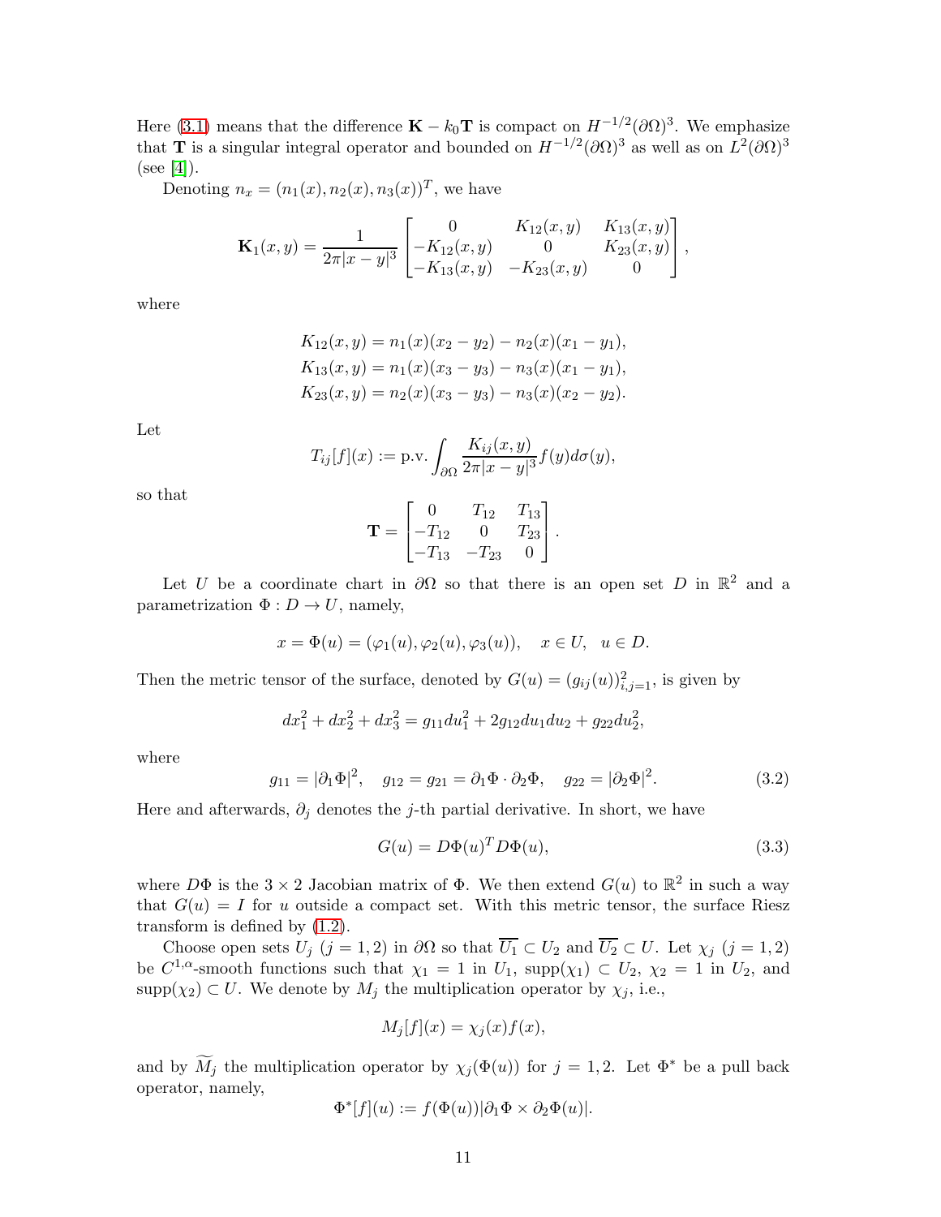Here (3.1) means that the difference $\mathbf{K} - k_0\mathbf{T}$ is compact on $H^{-1/2}(\partial\Omega)^3$. We emphasize that $\mathbf{T}$ is a singular integral operator and bounded on $H^{-1/2}(\partial\Omega)^3$ as well as on $L^2(\partial\Omega)^3$ (see [4]).

Denoting $n_x = (n_1(x), n_2(x), n_3(x))^T$, we have

$$\mathbf{K}_1(x, y) = \frac{1}{2\pi|x-y|^3} \begin{bmatrix} 0 & K_{12}(x,y) & K_{13}(x,y) \\ -K_{12}(x,y) & 0 & K_{23}(x,y) \\ -K_{13}(x,y) & -K_{23}(x,y) & 0 \end{bmatrix},$$

where

$$\begin{aligned} K_{12}(x,y) &= n_1(x)(x_2 - y_2) - n_2(x)(x_1 - y_1), \\ K_{13}(x,y) &= n_1(x)(x_3 - y_3) - n_3(x)(x_1 - y_1), \\ K_{23}(x,y) &= n_2(x)(x_3 - y_3) - n_3(x)(x_2 - y_2). \end{aligned}$$

Let

$$T_{ij}[f](x) := \text{p.v.} \int_{\partial\Omega} \frac{K_{ij}(x,y)}{2\pi|x-y|^3} f(y) d\sigma(y),$$

so that

$$\mathbf{T} = \begin{bmatrix} 0 & T_{12} & T_{13} \\ -T_{12} & 0 & T_{23} \\ -T_{13} & -T_{23} & 0 \end{bmatrix}.$$

Let $U$ be a coordinate chart in $\partial\Omega$ so that there is an open set $D$ in $\mathbb{R}^2$ and a parametrization $\Phi : D \to U$, namely,

$$x = \Phi(u) = (\varphi_1(u), \varphi_2(u), \varphi_3(u)), \quad x \in U, \quad u \in D.$$

Then the metric tensor of the surface, denoted by $G(u) = (g_{ij}(u))_{i,j=1}^2$, is given by

$$dx_1^2 + dx_2^2 + dx_3^2 = g_{11}du_1^2 + 2g_{12}du_1 du_2 + g_{22}du_2^2,$$

where

$$g_{11} = |\partial_1\Phi|^2, \quad g_{12} = g_{21} = \partial_1\Phi \cdot \partial_2\Phi, \quad g_{22} = |\partial_2\Phi|^2. \tag{3.2}$$

Here and afterwards, $\partial_j$ denotes the $j$-th partial derivative. In short, we have

$$G(u) = D\Phi(u)^T D\Phi(u), \tag{3.3}$$

where $D\Phi$ is the $3 \times 2$ Jacobian matrix of $\Phi$. We then extend $G(u)$ to $\mathbb{R}^2$ in such a way that $G(u) = I$ for $u$ outside a compact set. With this metric tensor, the surface Riesz transform is defined by (1.2).

Choose open sets $U_j$ $(j = 1, 2)$ in $\partial\Omega$ so that $\overline{U_1} \subset U_2$ and $\overline{U_2} \subset U$. Let $\chi_j$ $(j = 1, 2)$ be $C^{1,\alpha}$-smooth functions such that $\chi_1 = 1$ in $U_1$, $\text{supp}(\chi_1) \subset U_2$, $\chi_2 = 1$ in $U_2$, and $\text{supp}(\chi_2) \subset U$. We denote by $M_j$ the multiplication operator by $\chi_j$, i.e.,

$$M_j[f](x) = \chi_j(x)f(x),$$

and by $\widetilde{M}_j$ the multiplication operator by $\chi_j(\Phi(u))$ for $j = 1, 2$. Let $\Phi^*$ be a pull back operator, namely,

$$\Phi^*[f](u) := f(\Phi(u))|\partial_1\Phi \times \partial_2\Phi(u)|.$$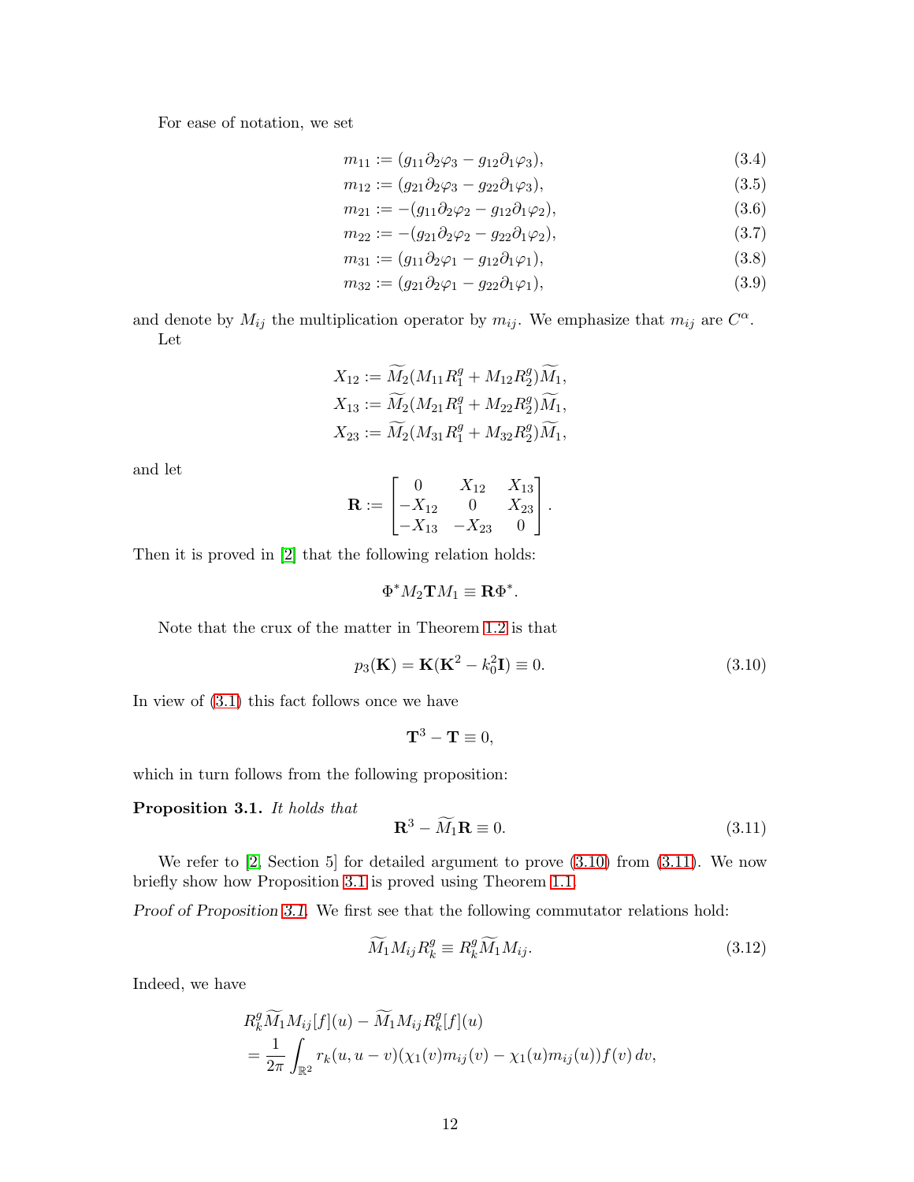For ease of notation, we set

$$m_{11} := (g_{11}\partial_2\varphi_3 - g_{12}\partial_1\varphi_3), \tag{3.4}$$

$$m_{12} := (g_{21}\partial_2\varphi_3 - g_{22}\partial_1\varphi_3), \tag{3.5}$$

$$m_{21} := -(g_{11}\partial_2\varphi_2 - g_{12}\partial_1\varphi_2), \tag{3.6}$$

$$m_{22} := -(g_{21}\partial_2\varphi_2 - g_{22}\partial_1\varphi_2), \tag{3.7}$$

$$m_{31} := (g_{11}\partial_2\varphi_1 - g_{12}\partial_1\varphi_1), \tag{3.8}$$

$$m_{32} := (g_{21}\partial_2\varphi_1 - g_{22}\partial_1\varphi_1), \tag{3.9}$$

and denote by $M_{ij}$ the multiplication operator by $m_{ij}$. We emphasize that $m_{ij}$ are $C^\alpha$.

Let

$$X_{12} := \widetilde{M_2}(M_{11}R_1^g + M_{12}R_2^g)\widetilde{M_1},$$
$$X_{13} := \widetilde{M_2}(M_{21}R_1^g + M_{22}R_2^g)\widetilde{M_1},$$
$$X_{23} := \widetilde{M_2}(M_{31}R_1^g + M_{32}R_2^g)\widetilde{M_1},$$

and let

$$\mathbf{R} := \begin{bmatrix} 0 & X_{12} & X_{13} \\ -X_{12} & 0 & X_{23} \\ -X_{13} & -X_{23} & 0 \end{bmatrix}.$$

Then it is proved in [2] that the following relation holds:

$$\Phi^* M_2 \mathbf{T} M_1 \equiv \mathbf{R}\Phi^*.$$

Note that the crux of the matter in Theorem 1.2 is that

$$p_3(\mathbf{K}) = \mathbf{K}(\mathbf{K}^2 - k_0^2\mathbf{I}) \equiv 0. \tag{3.10}$$

In view of (3.1) this fact follows once we have

$$\mathbf{T}^3 - \mathbf{T} \equiv 0,$$

which in turn follows from the following proposition:

**Proposition 3.1.** *It holds that*

$$\mathbf{R}^3 - \widetilde{M_1}\mathbf{R} \equiv 0. \tag{3.11}$$

We refer to [2, Section 5] for detailed argument to prove (3.10) from (3.11). We now briefly show how Proposition 3.1 is proved using Theorem 1.1.

*Proof of Proposition 3.1.* We first see that the following commutator relations hold:

$$\widetilde{M_1}M_{ij}R_k^g \equiv R_k^g\widetilde{M_1}M_{ij}. \tag{3.12}$$

Indeed, we have

$$\begin{aligned}
&R_k^g\widetilde{M_1}M_{ij}[f](u) - \widetilde{M_1}M_{ij}R_k^g[f](u) \\
&= \frac{1}{2\pi}\int_{\mathbb{R}^2} r_k(u, u-v)(\chi_1(v)m_{ij}(v) - \chi_1(u)m_{ij}(u))f(v)\,dv,
\end{aligned}$$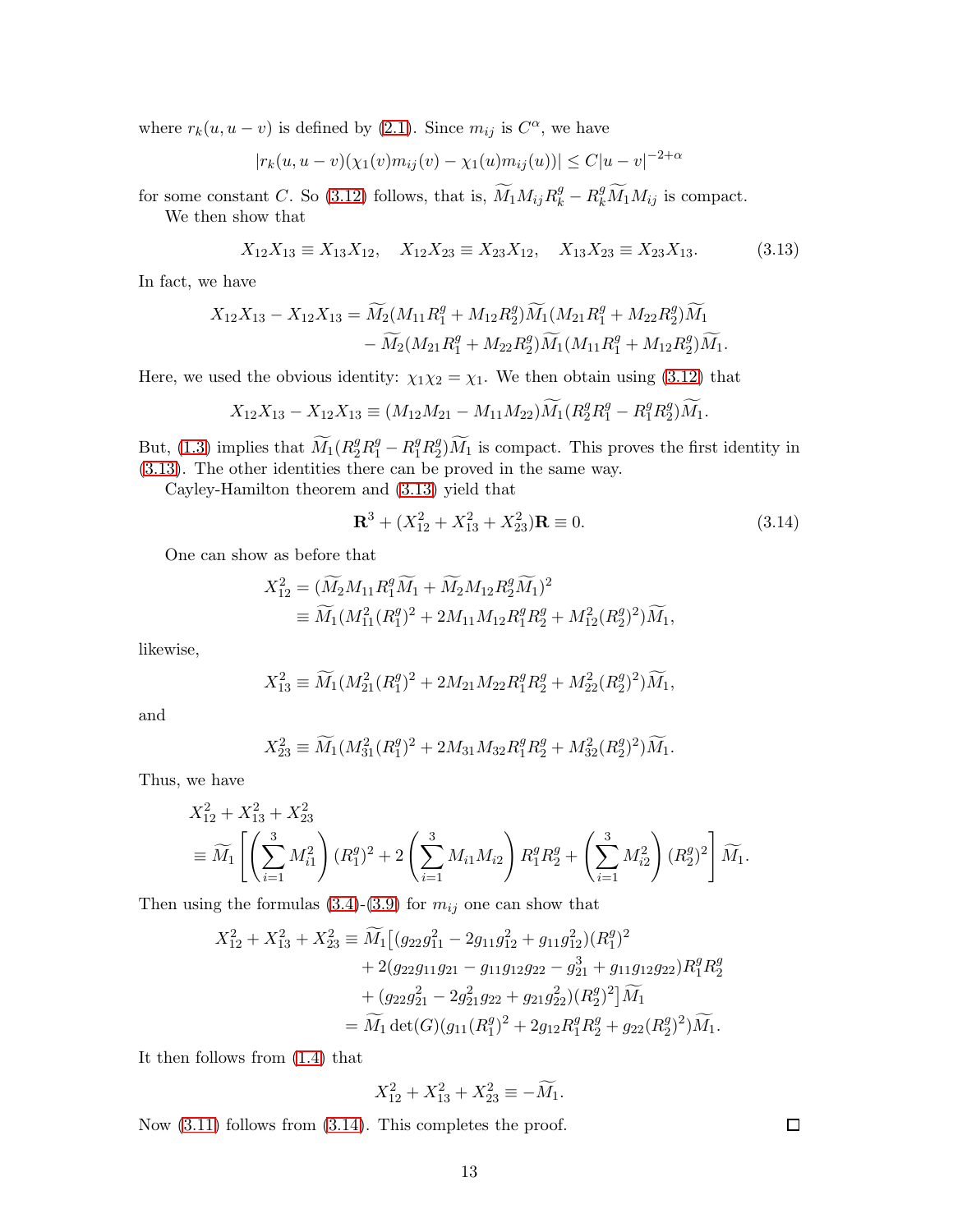where $r_k(u, u-v)$ is defined by (2.1). Since $m_{ij}$ is $C^\alpha$, we have

$$|r_k(u,u-v)(\chi_1(v)m_{ij}(v) - \chi_1(u)m_{ij}(u))| \le C|u-v|^{-2+\alpha}$$

for some constant $C$. So (3.12) follows, that is, $\widetilde{M}_1 M_{ij} R_k^g - R_k^g \widetilde{M}_1 M_{ij}$ is compact.

We then show that

$$X_{12}X_{13} \equiv X_{13}X_{12}, \quad X_{12}X_{23} \equiv X_{23}X_{12}, \quad X_{13}X_{23} \equiv X_{23}X_{13}. \tag{3.13}$$

In fact, we have

$$\begin{aligned}
X_{12}X_{13} - X_{12}X_{13} &= \widetilde{M}_2(M_{11}R_1^g + M_{12}R_2^g)\widetilde{M}_1(M_{21}R_1^g + M_{22}R_2^g)\widetilde{M}_1 \\
&\quad - \widetilde{M}_2(M_{21}R_1^g + M_{22}R_2^g)\widetilde{M}_1(M_{11}R_1^g + M_{12}R_2^g)\widetilde{M}_1.
\end{aligned}$$

Here, we used the obvious identity: $\chi_1\chi_2 = \chi_1$. We then obtain using (3.12) that

$$X_{12}X_{13} - X_{12}X_{13} \equiv (M_{12}M_{21} - M_{11}M_{22})\widetilde{M}_1(R_2^gR_1^g - R_1^gR_2^g)\widetilde{M}_1.$$

But, (1.3) implies that $\widetilde{M}_1(R_2^gR_1^g - R_1^gR_2^g)\widetilde{M}_1$ is compact. This proves the first identity in (3.13). The other identities there can be proved in the same way.

Cayley-Hamilton theorem and (3.13) yield that

$$\mathbf{R}^3 + (X_{12}^2 + X_{13}^2 + X_{23}^2)\mathbf{R} \equiv 0. \tag{3.14}$$

One can show as before that

$$\begin{aligned}
X_{12}^2 &= (\widetilde{M}_2 M_{11} R_1^g \widetilde{M}_1 + \widetilde{M}_2 M_{12} R_2^g \widetilde{M}_1)^2 \\
&\equiv \widetilde{M}_1(M_{11}^2 (R_1^g)^2 + 2M_{11}M_{12}R_1^gR_2^g + M_{12}^2(R_2^g)^2)\widetilde{M}_1,
\end{aligned}$$

likewise,

$$X_{13}^2 \equiv \widetilde{M}_1(M_{21}^2 (R_1^g)^2 + 2M_{21}M_{22}R_1^gR_2^g + M_{22}^2(R_2^g)^2)\widetilde{M}_1,$$

and

$$X_{23}^2 \equiv \widetilde{M}_1(M_{31}^2 (R_1^g)^2 + 2M_{31}M_{32}R_1^gR_2^g + M_{32}^2(R_2^g)^2)\widetilde{M}_1.$$

Thus, we have

$$\begin{aligned}
&X_{12}^2 + X_{13}^2 + X_{23}^2 \\
&\equiv \widetilde{M}_1 \left[ \left(\sum_{i=1}^3 M_{i1}^2\right)(R_1^g)^2 + 2\left(\sum_{i=1}^3 M_{i1}M_{i2}\right)R_1^gR_2^g + \left(\sum_{i=1}^3 M_{i2}^2\right)(R_2^g)^2 \right]\widetilde{M}_1.
\end{aligned}$$

Then using the formulas (3.4)-(3.9) for $m_{ij}$ one can show that

$$\begin{aligned}
X_{12}^2 + X_{13}^2 + X_{23}^2 &\equiv \widetilde{M}_1\big[(g_{22}g_{11}^2 - 2g_{11}g_{12}^2 + g_{11}g_{12}^2)(R_1^g)^2 \\
&\quad + 2(g_{22}g_{11}g_{21} - g_{11}g_{12}g_{22} - g_{21}^3 + g_{11}g_{12}g_{22})R_1^gR_2^g \\
&\quad + (g_{22}g_{21}^2 - 2g_{21}^2g_{22} + g_{21}g_{22}^2)(R_2^g)^2\big]\widetilde{M}_1 \\
&= \widetilde{M}_1 \det(G)(g_{11}(R_1^g)^2 + 2g_{12}R_1^gR_2^g + g_{22}(R_2^g)^2)\widetilde{M}_1.
\end{aligned}$$

It then follows from (1.4) that

$$X_{12}^2 + X_{13}^2 + X_{23}^2 \equiv -\widetilde{M}_1.$$

Now (3.11) follows from (3.14). This completes the proof. $\square$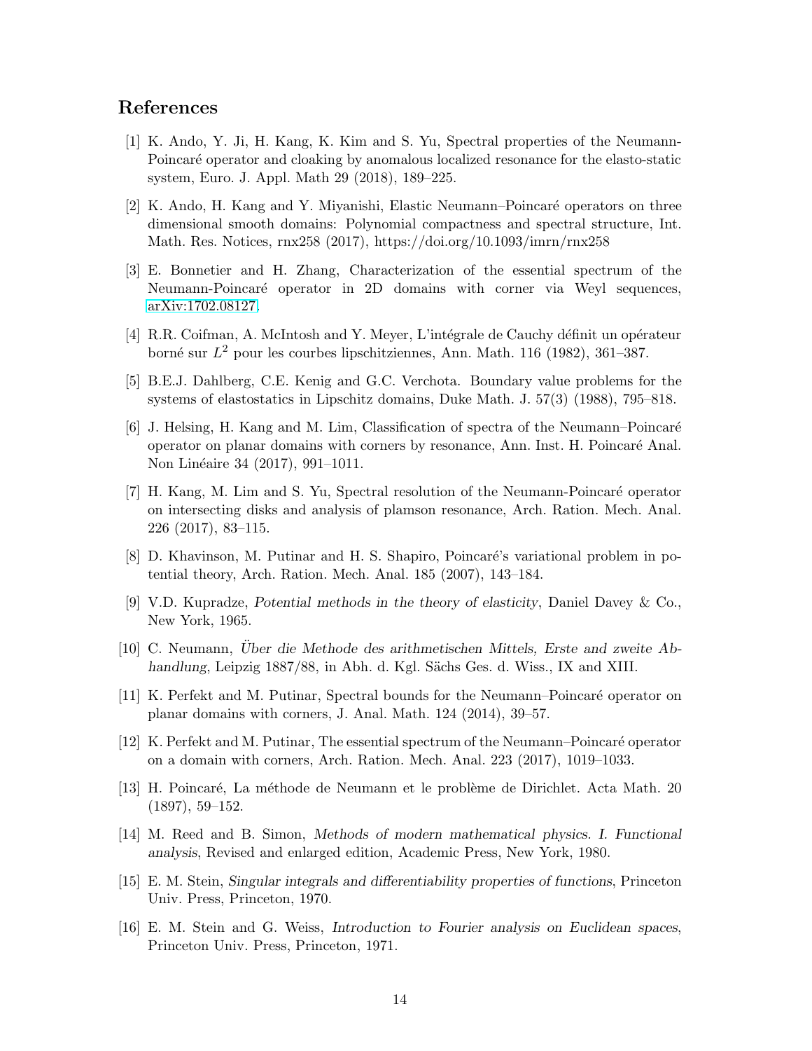## References

[1] K. Ando, Y. Ji, H. Kang, K. Kim and S. Yu, Spectral properties of the Neumann-Poincaré operator and cloaking by anomalous localized resonance for the elasto-static system, Euro. J. Appl. Math 29 (2018), 189–225.

[2] K. Ando, H. Kang and Y. Miyanishi, Elastic Neumann–Poincaré operators on three dimensional smooth domains: Polynomial compactness and spectral structure, Int. Math. Res. Notices, rnx258 (2017), https://doi.org/10.1093/imrn/rnx258

[3] E. Bonnetier and H. Zhang, Characterization of the essential spectrum of the Neumann-Poincaré operator in 2D domains with corner via Weyl sequences, arXiv:1702.08127.

[4] R.R. Coifman, A. McIntosh and Y. Meyer, L'intégrale de Cauchy définit un opérateur borné sur $L^2$ pour les courbes lipschitziennes, Ann. Math. 116 (1982), 361–387.

[5] B.E.J. Dahlberg, C.E. Kenig and G.C. Verchota. Boundary value problems for the systems of elastostatics in Lipschitz domains, Duke Math. J. 57(3) (1988), 795–818.

[6] J. Helsing, H. Kang and M. Lim, Classification of spectra of the Neumann–Poincaré operator on planar domains with corners by resonance, Ann. Inst. H. Poincaré Anal. Non Linéaire 34 (2017), 991–1011.

[7] H. Kang, M. Lim and S. Yu, Spectral resolution of the Neumann-Poincaré operator on intersecting disks and analysis of plamson resonance, Arch. Ration. Mech. Anal. 226 (2017), 83–115.

[8] D. Khavinson, M. Putinar and H. S. Shapiro, Poincaré's variational problem in potential theory, Arch. Ration. Mech. Anal. 185 (2007), 143–184.

[9] V.D. Kupradze, *Potential methods in the theory of elasticity*, Daniel Davey & Co., New York, 1965.

[10] C. Neumann, *Über die Methode des arithmetischen Mittels, Erste and zweite Abhandlung*, Leipzig 1887/88, in Abh. d. Kgl. Sächs Ges. d. Wiss., IX and XIII.

[11] K. Perfekt and M. Putinar, Spectral bounds for the Neumann–Poincaré operator on planar domains with corners, J. Anal. Math. 124 (2014), 39–57.

[12] K. Perfekt and M. Putinar, The essential spectrum of the Neumann–Poincaré operator on a domain with corners, Arch. Ration. Mech. Anal. 223 (2017), 1019–1033.

[13] H. Poincaré, La méthode de Neumann et le problème de Dirichlet. Acta Math. 20 (1897), 59–152.

[14] M. Reed and B. Simon, *Methods of modern mathematical physics. I. Functional analysis*, Revised and enlarged edition, Academic Press, New York, 1980.

[15] E. M. Stein, *Singular integrals and differentiability properties of functions*, Princeton Univ. Press, Princeton, 1970.

[16] E. M. Stein and G. Weiss, *Introduction to Fourier analysis on Euclidean spaces*, Princeton Univ. Press, Princeton, 1971.